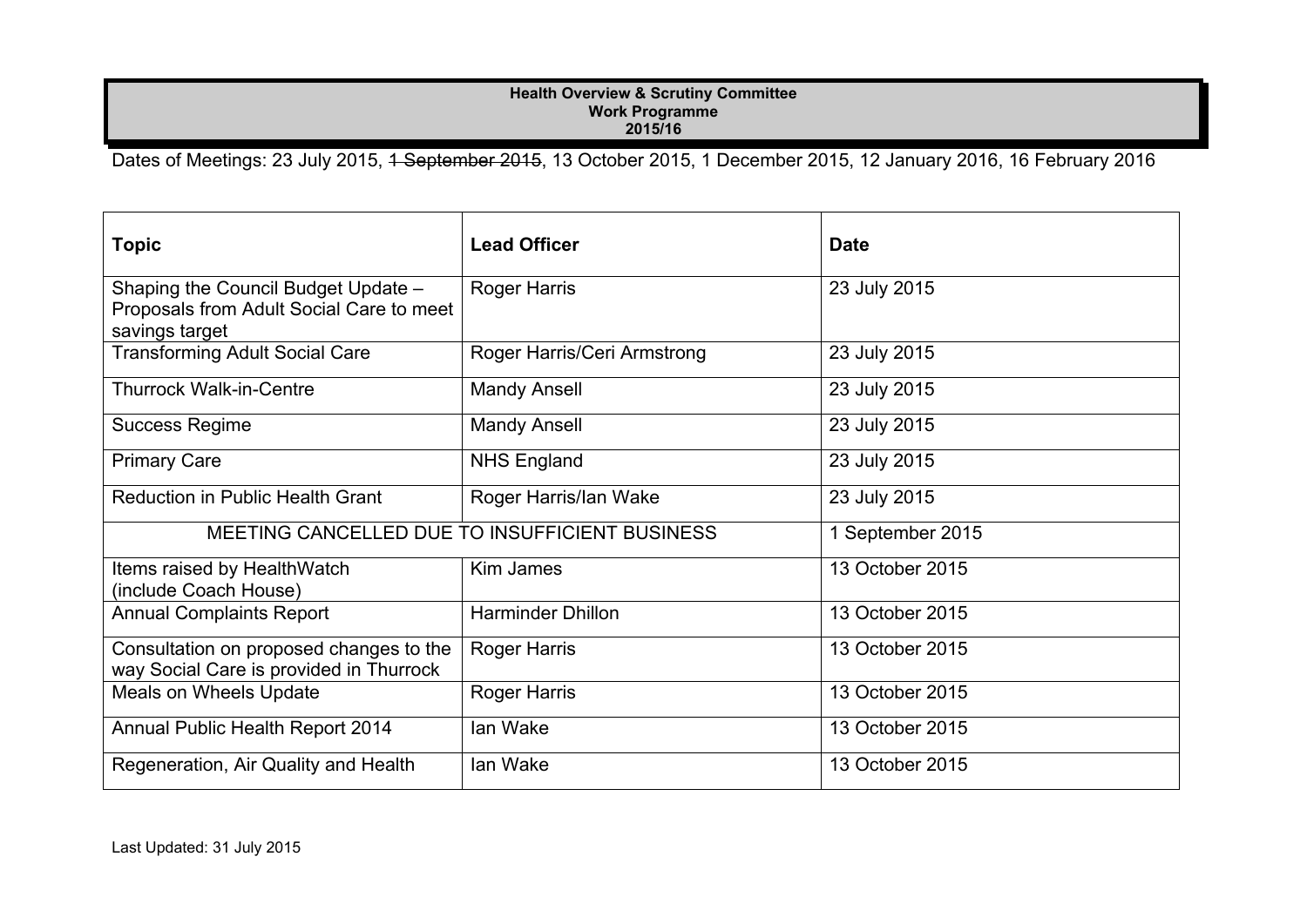# Health Overview & Scrutiny Committee
## Work Programme
## 2015/16

Dates of Meetings: 23 July 2015, ~~1 September 2015~~, 13 October 2015, 1 December 2015, 12 January 2016, 16 February 2016

| Topic | Lead Officer | Date |
|---|---|---|
| Shaping the Council Budget Update – Proposals from Adult Social Care to meet savings target | Roger Harris | 23 July 2015 |
| Transforming Adult Social Care | Roger Harris/Ceri Armstrong | 23 July 2015 |
| Thurrock Walk-in-Centre | Mandy Ansell | 23 July 2015 |
| Success Regime | Mandy Ansell | 23 July 2015 |
| Primary Care | NHS England | 23 July 2015 |
| Reduction in Public Health Grant | Roger Harris/Ian Wake | 23 July 2015 |
| MEETING CANCELLED DUE TO INSUFFICIENT BUSINESS | | 1 September 2015 |
| Items raised by HealthWatch (include Coach House) | Kim James | 13 October 2015 |
| Annual Complaints Report | Harminder Dhillon | 13 October 2015 |
| Consultation on proposed changes to the way Social Care is provided in Thurrock | Roger Harris | 13 October 2015 |
| Meals on Wheels Update | Roger Harris | 13 October 2015 |
| Annual Public Health Report 2014 | Ian Wake | 13 October 2015 |
| Regeneration, Air Quality and Health | Ian Wake | 13 October 2015 |

Last Updated: 31 July 2015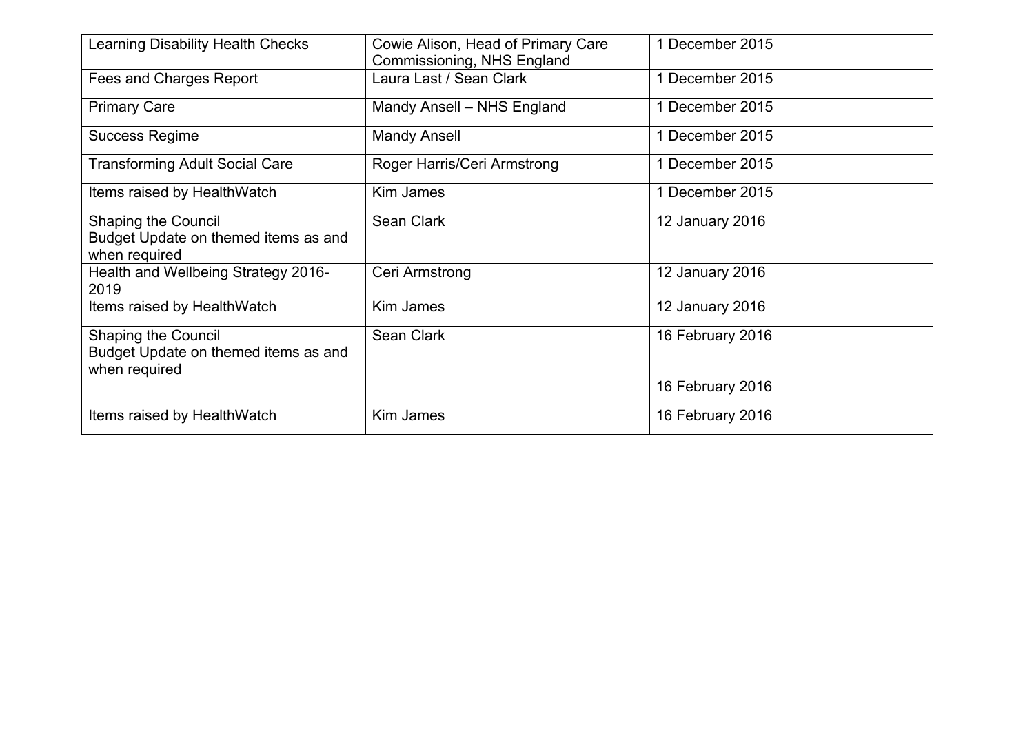| | | |
|---|---|---|
| Learning Disability Health Checks | Cowie Alison, Head of Primary Care Commissioning, NHS England | 1 December 2015 |
| Fees and Charges Report | Laura Last / Sean Clark | 1 December 2015 |
| Primary Care | Mandy Ansell – NHS England | 1 December 2015 |
| Success Regime | Mandy Ansell | 1 December 2015 |
| Transforming Adult Social Care | Roger Harris/Ceri Armstrong | 1 December 2015 |
| Items raised by HealthWatch | Kim James | 1 December 2015 |
| Shaping the Council<br>Budget Update on themed items as and when required | Sean Clark | 12 January 2016 |
| Health and Wellbeing Strategy 2016-2019 | Ceri Armstrong | 12 January 2016 |
| Items raised by HealthWatch | Kim James | 12 January 2016 |
| Shaping the Council<br>Budget Update on themed items as and when required | Sean Clark | 16 February 2016 |
| | | 16 February 2016 |
| Items raised by HealthWatch | Kim James | 16 February 2016 |